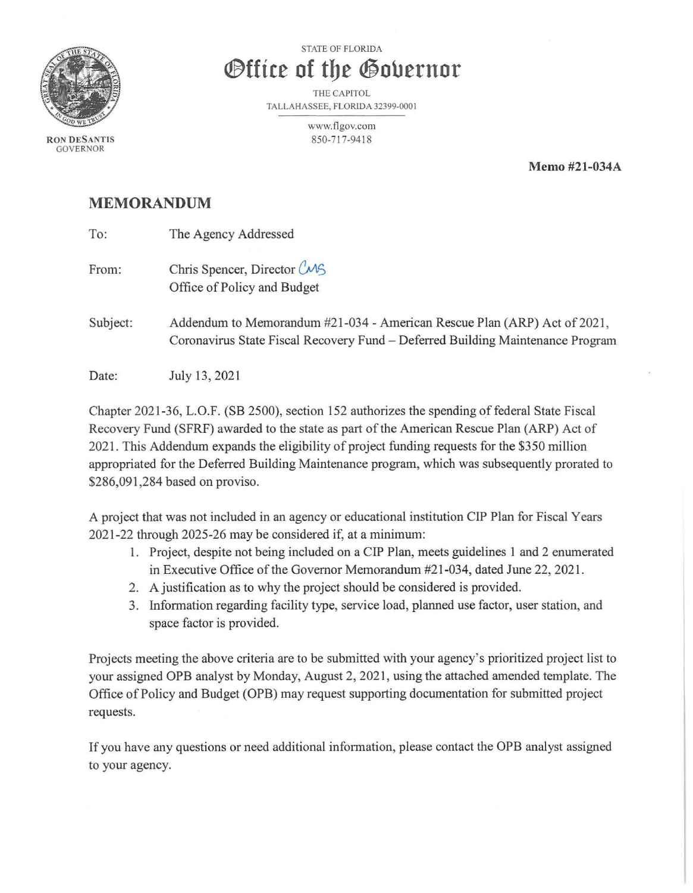STATE OF FLORIDA

# Office of the Governor

THE CAPITOL
TALLAHASSEE, FLORIDA 32399-0001

www.flgov.com
850-717-9418

**RON DESANTIS**
GOVERNOR

**Memo #21-034A**

## MEMORANDUM

To: The Agency Addressed

From: Chris Spencer, Director CMS
Office of Policy and Budget

Subject: Addendum to Memorandum #21-034 - American Rescue Plan (ARP) Act of 2021, Coronavirus State Fiscal Recovery Fund – Deferred Building Maintenance Program

Date: July 13, 2021

Chapter 2021-36, L.O.F. (SB 2500), section 152 authorizes the spending of federal State Fiscal Recovery Fund (SFRF) awarded to the state as part of the American Rescue Plan (ARP) Act of 2021. This Addendum expands the eligibility of project funding requests for the $350 million appropriated for the Deferred Building Maintenance program, which was subsequently prorated to $286,091,284 based on proviso.

A project that was not included in an agency or educational institution CIP Plan for Fiscal Years 2021-22 through 2025-26 may be considered if, at a minimum:

1. Project, despite not being included on a CIP Plan, meets guidelines 1 and 2 enumerated in Executive Office of the Governor Memorandum #21-034, dated June 22, 2021.
2. A justification as to why the project should be considered is provided.
3. Information regarding facility type, service load, planned use factor, user station, and space factor is provided.

Projects meeting the above criteria are to be submitted with your agency's prioritized project list to your assigned OPB analyst by Monday, August 2, 2021, using the attached amended template. The Office of Policy and Budget (OPB) may request supporting documentation for submitted project requests.

If you have any questions or need additional information, please contact the OPB analyst assigned to your agency.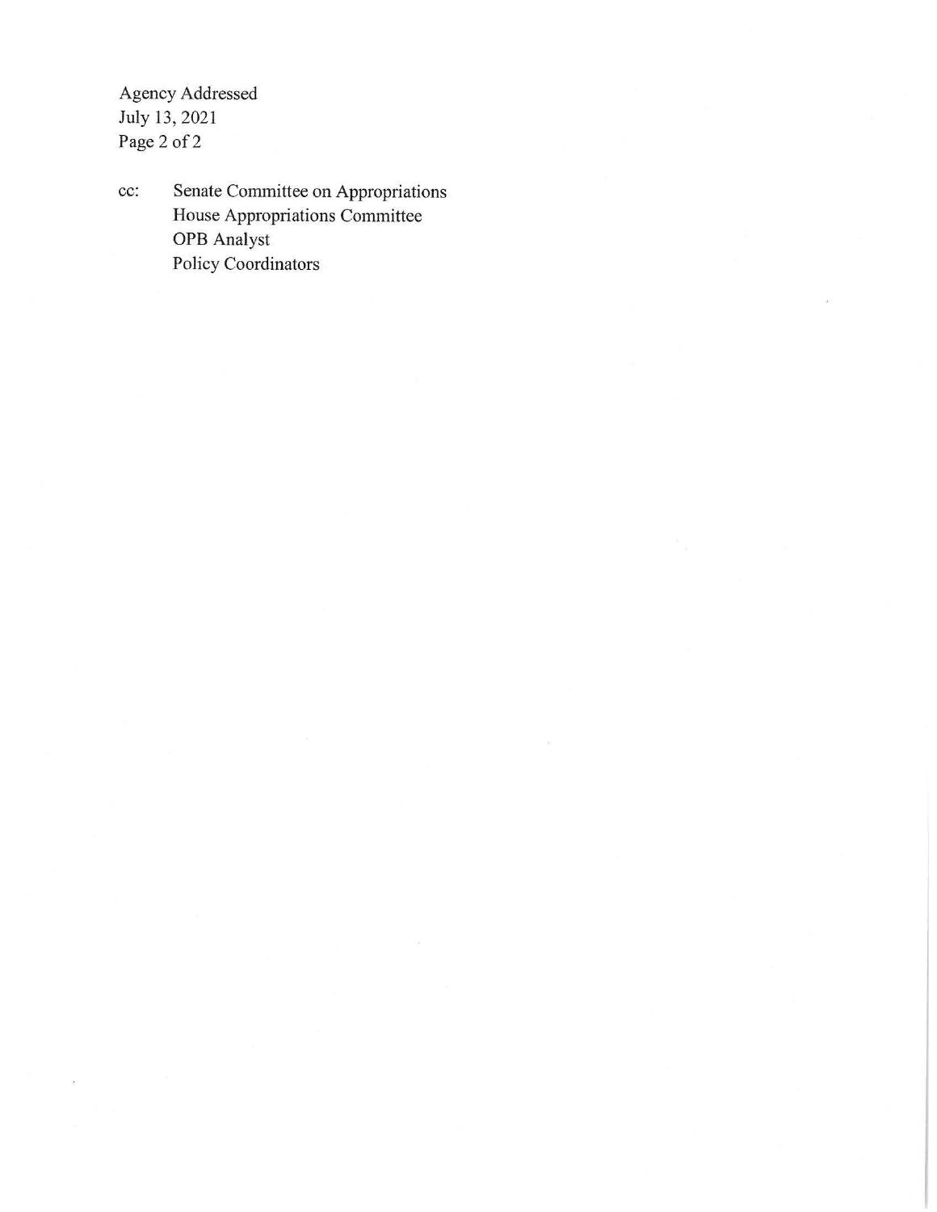cc: Senate Committee on Appropriations
House Appropriations Committee
OPB Analyst
Policy Coordinators